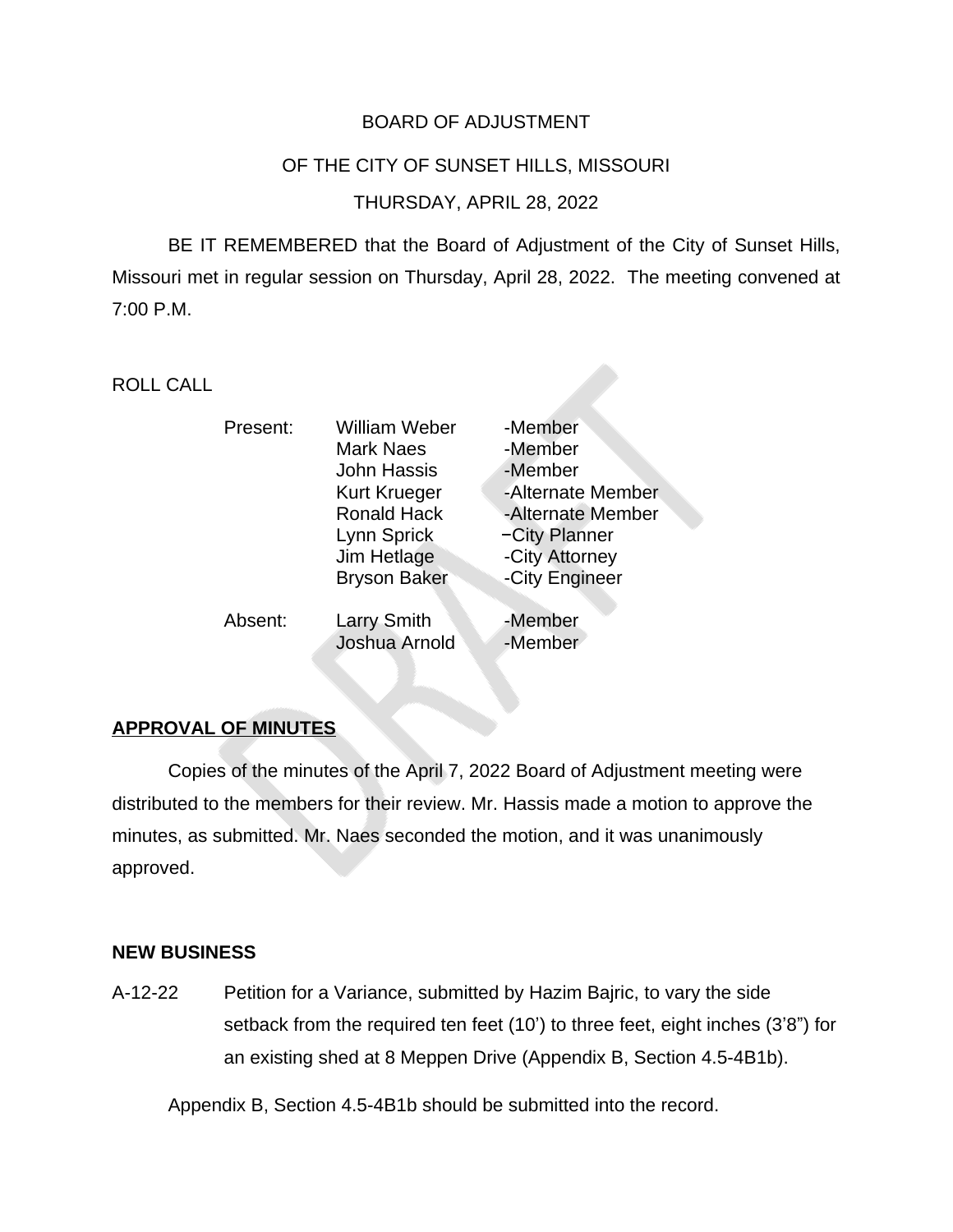BOARD OF ADJUSTMENT

OF THE CITY OF SUNSET HILLS, MISSOURI

THURSDAY, APRIL 28, 2022

BE IT REMEMBERED that the Board of Adjustment of the City of Sunset Hills, Missouri met in regular session on Thursday, April 28, 2022. The meeting convened at 7:00 P.M.

ROLL CALL

| | | |
|---|---|---|
| Present: | William Weber | -Member |
| | Mark Naes | -Member |
| | John Hassis | -Member |
| | Kurt Krueger | -Alternate Member |
| | Ronald Hack | -Alternate Member |
| | Lynn Sprick | −City Planner |
| | Jim Hetlage | -City Attorney |
| | Bryson Baker | -City Engineer |
| Absent: | Larry Smith | -Member |
| | Joshua Arnold | -Member |

**APPROVAL OF MINUTES**

Copies of the minutes of the April 7, 2022 Board of Adjustment meeting were distributed to the members for their review. Mr. Hassis made a motion to approve the minutes, as submitted. Mr. Naes seconded the motion, and it was unanimously approved.

**NEW BUSINESS**

A-12-22 Petition for a Variance, submitted by Hazim Bajric, to vary the side setback from the required ten feet (10') to three feet, eight inches (3'8") for an existing shed at 8 Meppen Drive (Appendix B, Section 4.5-4B1b).

Appendix B, Section 4.5-4B1b should be submitted into the record.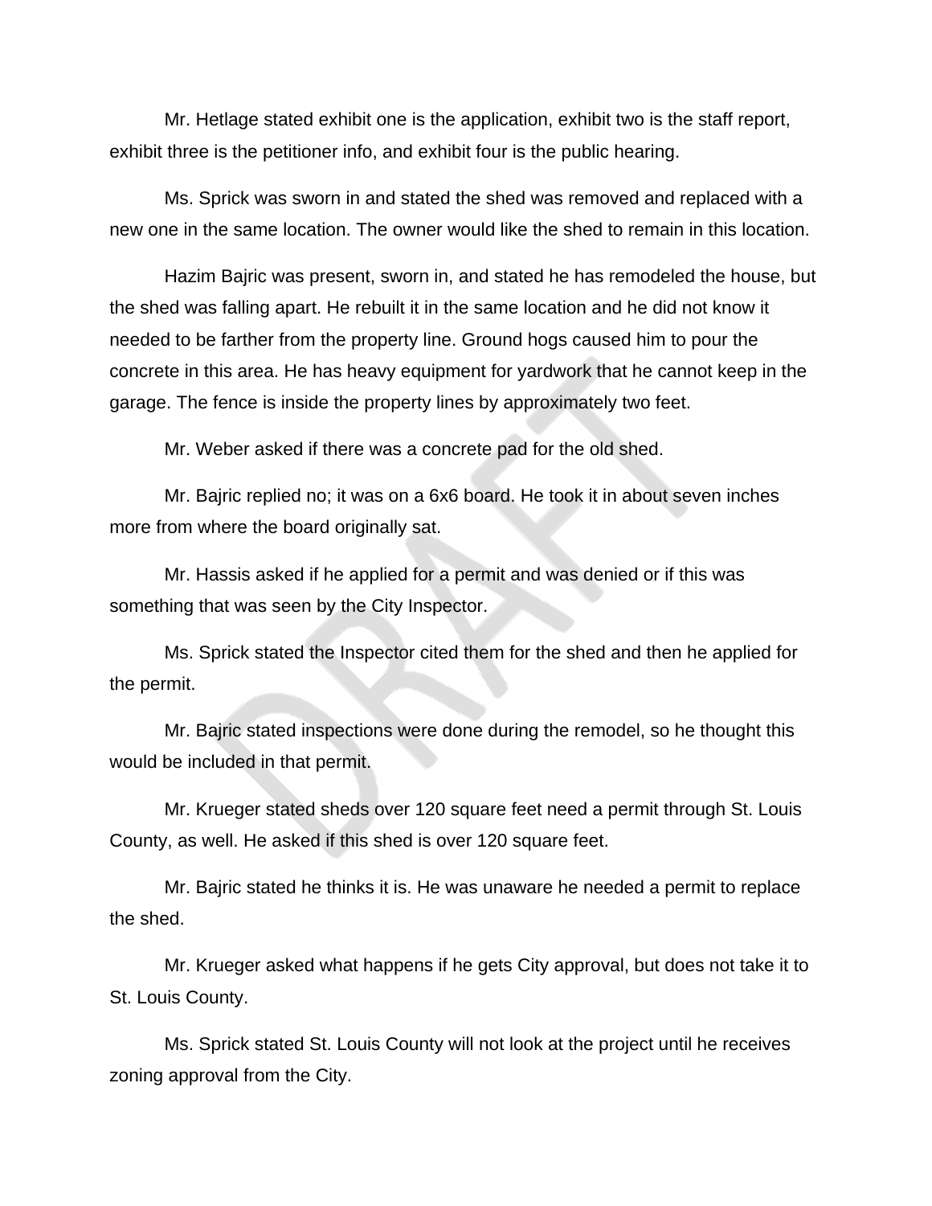Mr. Hetlage stated exhibit one is the application, exhibit two is the staff report, exhibit three is the petitioner info, and exhibit four is the public hearing.

Ms. Sprick was sworn in and stated the shed was removed and replaced with a new one in the same location. The owner would like the shed to remain in this location.

Hazim Bajric was present, sworn in, and stated he has remodeled the house, but the shed was falling apart. He rebuilt it in the same location and he did not know it needed to be farther from the property line. Ground hogs caused him to pour the concrete in this area. He has heavy equipment for yardwork that he cannot keep in the garage. The fence is inside the property lines by approximately two feet.

Mr. Weber asked if there was a concrete pad for the old shed.

Mr. Bajric replied no; it was on a 6x6 board. He took it in about seven inches more from where the board originally sat.

Mr. Hassis asked if he applied for a permit and was denied or if this was something that was seen by the City Inspector.

Ms. Sprick stated the Inspector cited them for the shed and then he applied for the permit.

Mr. Bajric stated inspections were done during the remodel, so he thought this would be included in that permit.

Mr. Krueger stated sheds over 120 square feet need a permit through St. Louis County, as well. He asked if this shed is over 120 square feet.

Mr. Bajric stated he thinks it is. He was unaware he needed a permit to replace the shed.

Mr. Krueger asked what happens if he gets City approval, but does not take it to St. Louis County.

Ms. Sprick stated St. Louis County will not look at the project until he receives zoning approval from the City.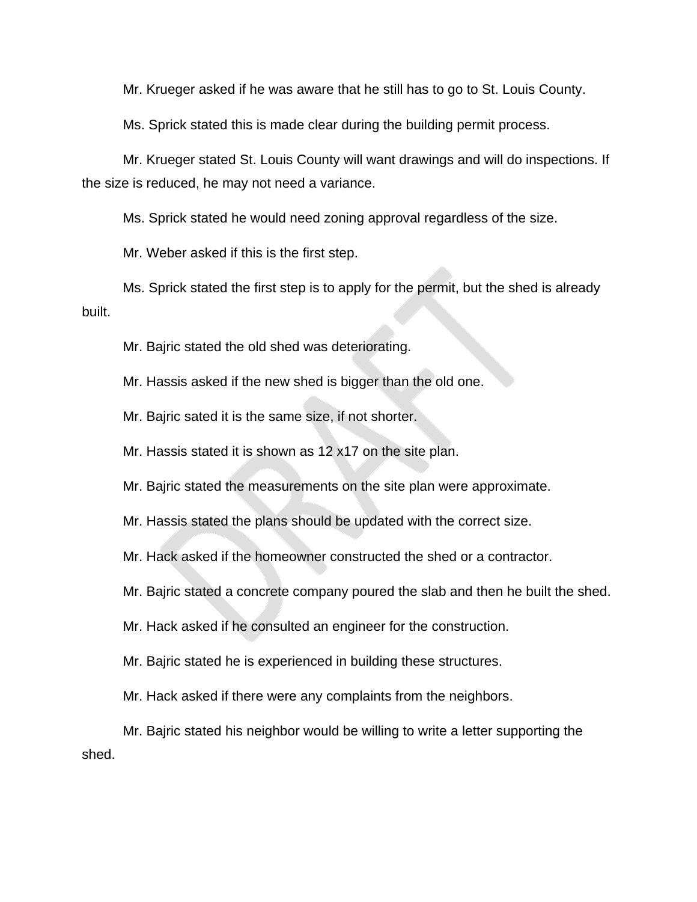Mr. Krueger asked if he was aware that he still has to go to St. Louis County.

Ms. Sprick stated this is made clear during the building permit process.

Mr. Krueger stated St. Louis County will want drawings and will do inspections. If the size is reduced, he may not need a variance.

Ms. Sprick stated he would need zoning approval regardless of the size.

Mr. Weber asked if this is the first step.

Ms. Sprick stated the first step is to apply for the permit, but the shed is already built.

Mr. Bajric stated the old shed was deteriorating.

Mr. Hassis asked if the new shed is bigger than the old one.

Mr. Bajric sated it is the same size, if not shorter.

Mr. Hassis stated it is shown as 12 x17 on the site plan.

Mr. Bajric stated the measurements on the site plan were approximate.

Mr. Hassis stated the plans should be updated with the correct size.

Mr. Hack asked if the homeowner constructed the shed or a contractor.

Mr. Bajric stated a concrete company poured the slab and then he built the shed.

Mr. Hack asked if he consulted an engineer for the construction.

Mr. Bajric stated he is experienced in building these structures.

Mr. Hack asked if there were any complaints from the neighbors.

Mr. Bajric stated his neighbor would be willing to write a letter supporting the shed.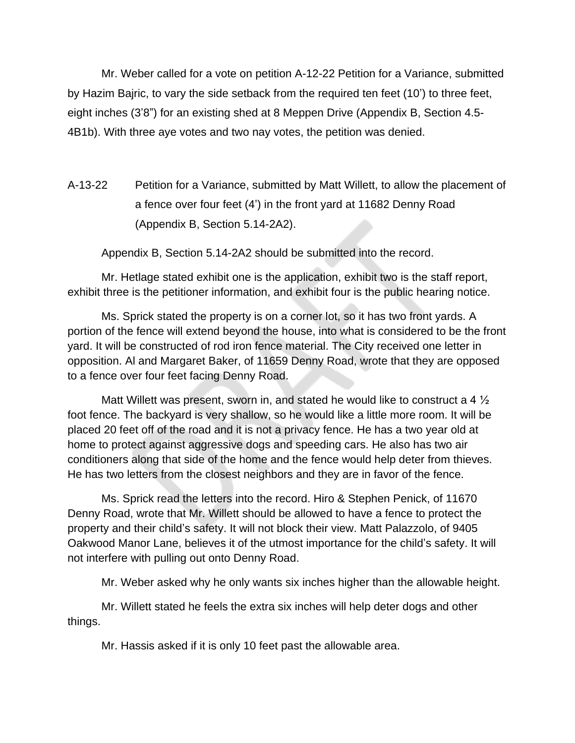Mr. Weber called for a vote on petition A-12-22 Petition for a Variance, submitted by Hazim Bajric, to vary the side setback from the required ten feet (10') to three feet, eight inches (3'8") for an existing shed at 8 Meppen Drive (Appendix B, Section 4.5-4B1b). With three aye votes and two nay votes, the petition was denied.

A-13-22 Petition for a Variance, submitted by Matt Willett, to allow the placement of a fence over four feet (4') in the front yard at 11682 Denny Road (Appendix B, Section 5.14-2A2).

Appendix B, Section 5.14-2A2 should be submitted into the record.

Mr. Hetlage stated exhibit one is the application, exhibit two is the staff report, exhibit three is the petitioner information, and exhibit four is the public hearing notice.

Ms. Sprick stated the property is on a corner lot, so it has two front yards. A portion of the fence will extend beyond the house, into what is considered to be the front yard. It will be constructed of rod iron fence material. The City received one letter in opposition. Al and Margaret Baker, of 11659 Denny Road, wrote that they are opposed to a fence over four feet facing Denny Road.

Matt Willett was present, sworn in, and stated he would like to construct a 4 ½ foot fence. The backyard is very shallow, so he would like a little more room. It will be placed 20 feet off of the road and it is not a privacy fence. He has a two year old at home to protect against aggressive dogs and speeding cars. He also has two air conditioners along that side of the home and the fence would help deter from thieves. He has two letters from the closest neighbors and they are in favor of the fence.

Ms. Sprick read the letters into the record. Hiro & Stephen Penick, of 11670 Denny Road, wrote that Mr. Willett should be allowed to have a fence to protect the property and their child's safety. It will not block their view. Matt Palazzolo, of 9405 Oakwood Manor Lane, believes it of the utmost importance for the child's safety. It will not interfere with pulling out onto Denny Road.

Mr. Weber asked why he only wants six inches higher than the allowable height.

Mr. Willett stated he feels the extra six inches will help deter dogs and other things.

Mr. Hassis asked if it is only 10 feet past the allowable area.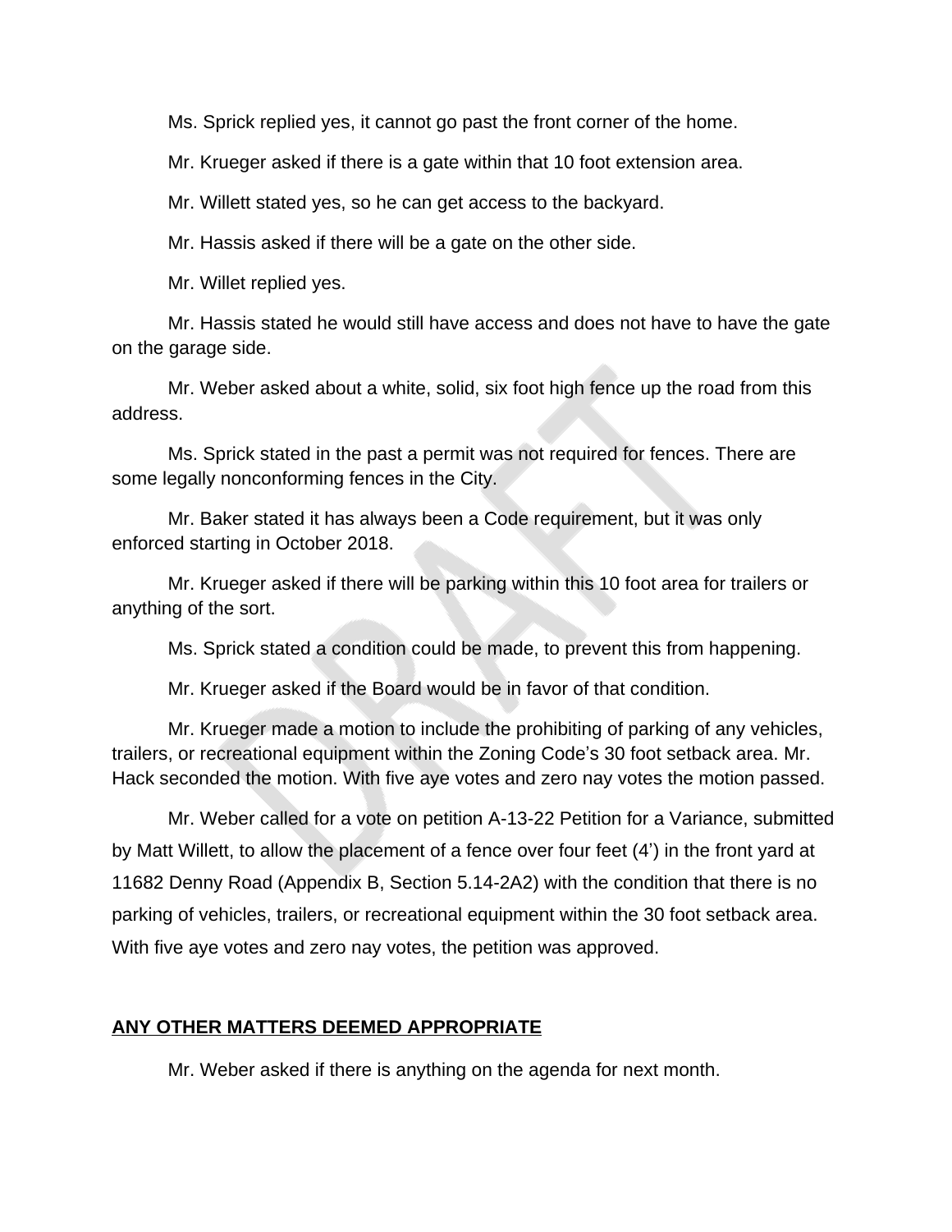Ms. Sprick replied yes, it cannot go past the front corner of the home.

Mr. Krueger asked if there is a gate within that 10 foot extension area.

Mr. Willett stated yes, so he can get access to the backyard.

Mr. Hassis asked if there will be a gate on the other side.

Mr. Willet replied yes.

Mr. Hassis stated he would still have access and does not have to have the gate on the garage side.

Mr. Weber asked about a white, solid, six foot high fence up the road from this address.

Ms. Sprick stated in the past a permit was not required for fences. There are some legally nonconforming fences in the City.

Mr. Baker stated it has always been a Code requirement, but it was only enforced starting in October 2018.

Mr. Krueger asked if there will be parking within this 10 foot area for trailers or anything of the sort.

Ms. Sprick stated a condition could be made, to prevent this from happening.

Mr. Krueger asked if the Board would be in favor of that condition.

Mr. Krueger made a motion to include the prohibiting of parking of any vehicles, trailers, or recreational equipment within the Zoning Code's 30 foot setback area. Mr. Hack seconded the motion. With five aye votes and zero nay votes the motion passed.

Mr. Weber called for a vote on petition A-13-22 Petition for a Variance, submitted by Matt Willett, to allow the placement of a fence over four feet (4') in the front yard at 11682 Denny Road (Appendix B, Section 5.14-2A2) with the condition that there is no parking of vehicles, trailers, or recreational equipment within the 30 foot setback area. With five aye votes and zero nay votes, the petition was approved.

**ANY OTHER MATTERS DEEMED APPROPRIATE**

Mr. Weber asked if there is anything on the agenda for next month.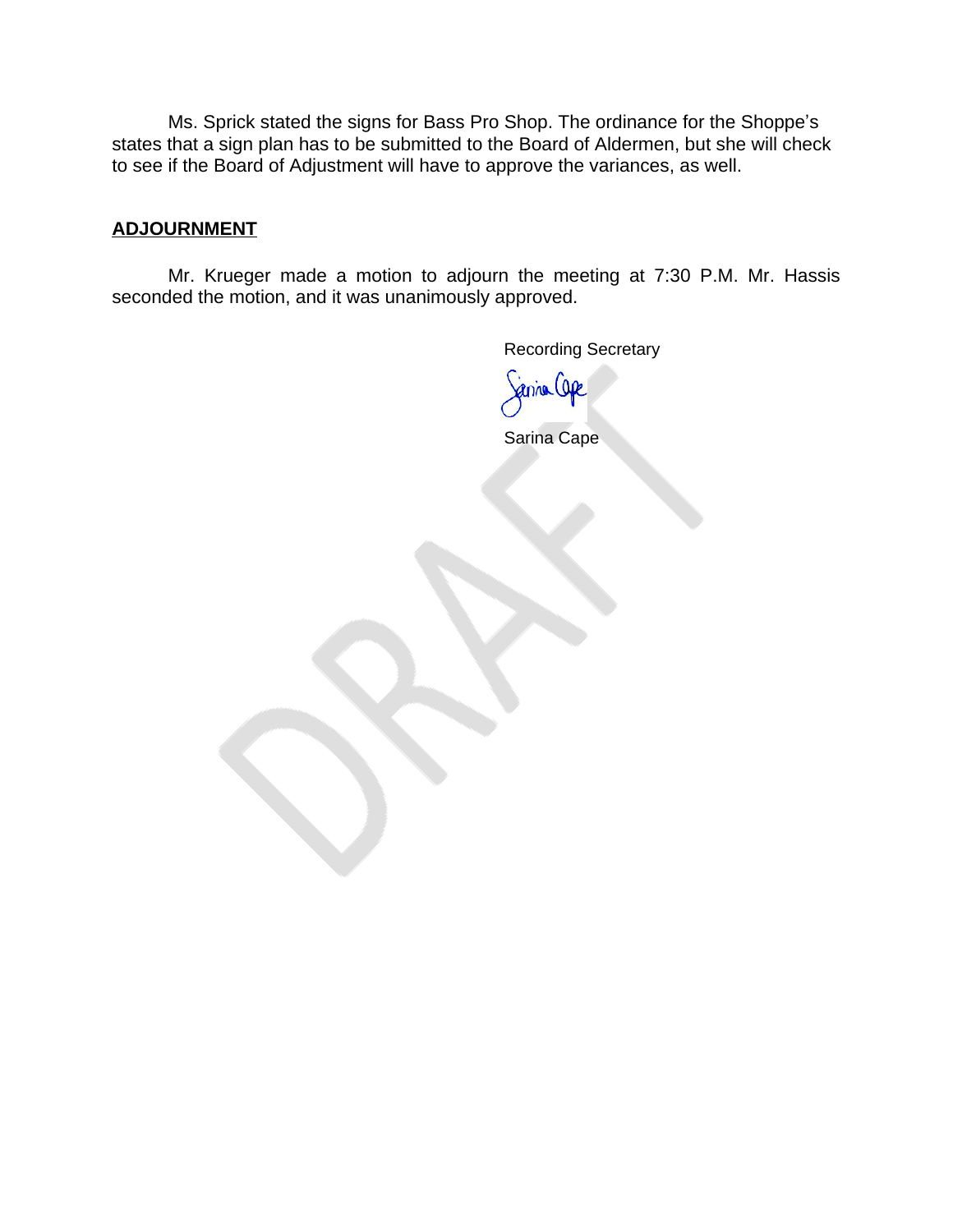Ms. Sprick stated the signs for Bass Pro Shop. The ordinance for the Shoppe's states that a sign plan has to be submitted to the Board of Aldermen, but she will check to see if the Board of Adjustment will have to approve the variances, as well.

## ADJOURNMENT

Mr. Krueger made a motion to adjourn the meeting at 7:30 P.M. Mr. Hassis seconded the motion, and it was unanimously approved.

Recording Secretary

Sarina Cape

Sarina Cape

DRAFT